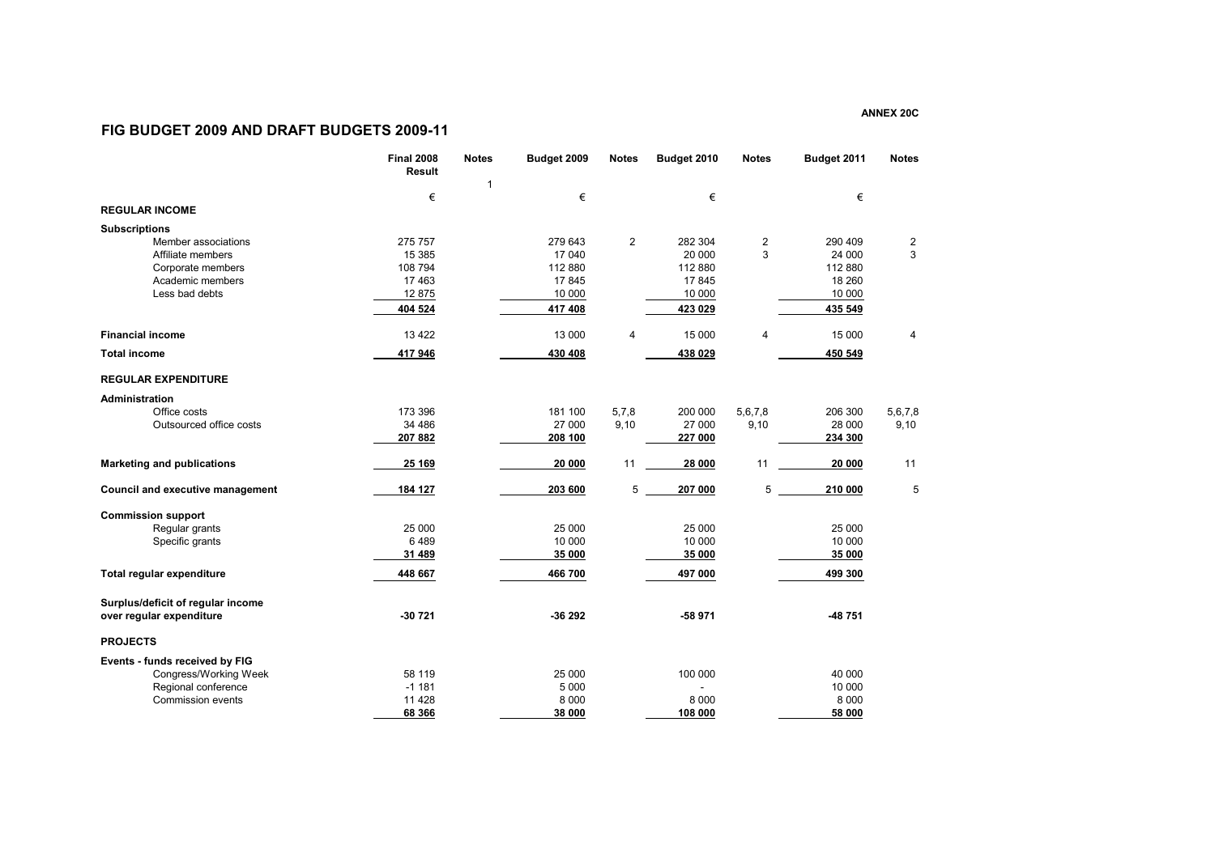**ANNEX 20C**

## FIG BUDGET 2009 AND DRAFT BUDGETS 2009-11

| | Final 2008 Result | Notes | Budget 2009 | Notes | Budget 2010 | Notes | Budget 2011 | Notes |
|---|---|---|---|---|---|---|---|---|
| | | 1 | | | | | | |
| | € | | € | | € | | € | |
| **REGULAR INCOME** | | | | | | | | |
| **Subscriptions** | | | | | | | | |
| Member associations | 275 757 | | 279 643 | 2 | 282 304 | 2 | 290 409 | 2 |
| Affiliate members | 15 385 | | 17 040 | | 20 000 | 3 | 24 000 | 3 |
| Corporate members | 108 794 | | 112 880 | | 112 880 | | 112 880 | |
| Academic members | 17 463 | | 17 845 | | 17 845 | | 18 260 | |
| Less bad debts | 12 875 | | 10 000 | | 10 000 | | 10 000 | |
| | **404 524** | | **417 408** | | **423 029** | | **435 549** | |
| **Financial income** | 13 422 | | 13 000 | 4 | 15 000 | 4 | 15 000 | 4 |
| **Total income** | **417 946** | | **430 408** | | **438 029** | | **450 549** | |
| **REGULAR EXPENDITURE** | | | | | | | | |
| **Administration** | | | | | | | | |
| Office costs | 173 396 | | 181 100 | 5,7,8 | 200 000 | 5,6,7,8 | 206 300 | 5,6,7,8 |
| Outsourced office costs | 34 486 | | 27 000 | 9,10 | 27 000 | 9,10 | 28 000 | 9,10 |
| | **207 882** | | **208 100** | | **227 000** | | **234 300** | |
| **Marketing and publications** | **25 169** | | **20 000** | 11 | **28 000** | 11 | **20 000** | 11 |
| **Council and executive management** | **184 127** | | **203 600** | 5 | **207 000** | 5 | **210 000** | 5 |
| **Commission support** | | | | | | | | |
| Regular grants | 25 000 | | 25 000 | | 25 000 | | 25 000 | |
| Specific grants | 6 489 | | 10 000 | | 10 000 | | 10 000 | |
| | **31 489** | | **35 000** | | **35 000** | | **35 000** | |
| **Total regular expenditure** | **448 667** | | **466 700** | | **497 000** | | **499 300** | |
| **Surplus/deficit of regular income over regular expenditure** | **-30 721** | | **-36 292** | | **-58 971** | | **-48 751** | |
| **PROJECTS** | | | | | | | | |
| **Events - funds received by FIG** | | | | | | | | |
| Congress/Working Week | 58 119 | | 25 000 | | 100 000 | | 40 000 | |
| Regional conference | -1 181 | | 5 000 | | - | | 10 000 | |
| Commission events | 11 428 | | 8 000 | | 8 000 | | 8 000 | |
| | **68 366** | | **38 000** | | **108 000** | | **58 000** | |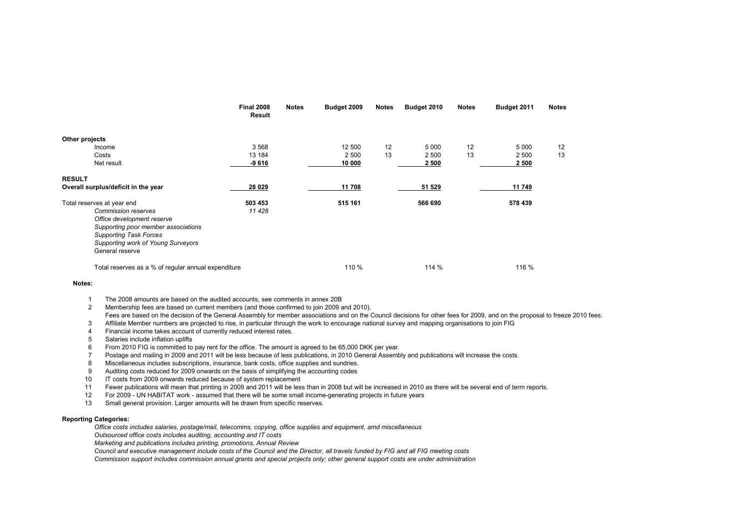| | Final 2008 Result | Notes | Budget 2009 | Notes | Budget 2010 | Notes | Budget 2011 | Notes |
|---|---|---|---|---|---|---|---|---|
| **Other projects** | | | | | | | | |
| Income | 3 568 | | 12 500 | 12 | 5 000 | 12 | 5 000 | 12 |
| Costs | 13 184 | | 2 500 | 13 | 2 500 | 13 | 2 500 | 13 |
| Net result | **-9 616** | | **10 000** | | **2 500** | | **2 500** | |
| **RESULT** | | | | | | | | |
| **Overall surplus/deficit in the year** | **28 029** | | **11 708** | | **51 529** | | **11 749** | |
| Total reserves at year end | **503 453** | | **515 161** | | **566 690** | | **578 439** | |
| *Commission reserves* | *11 428* | | | | | | | |
| *Office development reserve* | | | | | | | | |
| *Supporting poor member associations* | | | | | | | | |
| *Supporting Task Forces* | | | | | | | | |
| *Supporting work of Young Surveyors* | | | | | | | | |
| General reserve | | | | | | | | |
| Total reserves as a % of regular annual expenditure | | | 110 % | | 114 % | | 116 % | |

**Notes:**

1. The 2008 amounts are based on the audited accounts, see comments in annex 20B
2. Membership fees are based on current members (and those confirmed to join 2009 and 2010).
   Fees are based on the decision of the General Assembly for member associations and on the Council decisions for other fees for 2009, and on the proposal to freeze 2010 fees.
3. Affiliate Member numbers are projected to rise, in particular through the work to encourage national survey and mapping organisations to join FIG
4. Financial income takes account of currently reduced interest rates.
5. Salaries include inflation uplifts
6. From 2010 FIG is committed to pay rent for the office. The amount is agreed to be 65,000 DKK per year.
7. Postage and mailing in 2009 and 2011 will be less because of less publications, in 2010 General Assembly and publications will increase the costs.
8. Miscellaneous includes subscriptions, insurance, bank costs, office supplies and sundries.
9. Auditing costs reduced for 2009 onwards on the basis of simplifying the accounting codes
10. IT costs from 2009 onwards reduced because of system replacement
11. Fewer publications will mean that printing in 2009 and 2011 will be less than in 2008 but will be increased in 2010 as there will be several end of term reports.
12. For 2009 - UN HABITAT work - assumed that there will be some small income-generating projects in future years
13. Small general provision. Larger amounts will be drawn from specific reserves.

**Reporting Categories:**

*Office costs includes salaries, postage/mail, telecomms, copying, office supplies and equipment, amd miscellaneous*

*Outsourced office costs includes auditing, accounting and IT costs*

*Marketing and publications includes printing, promotions, Annual Review*

*Council and executive management include costs of the Council and the Director, all travels funded by FIG and all FIG meeting costs*

*Commission support includes commission annual grants and special projects only; other general support costs are under administration*